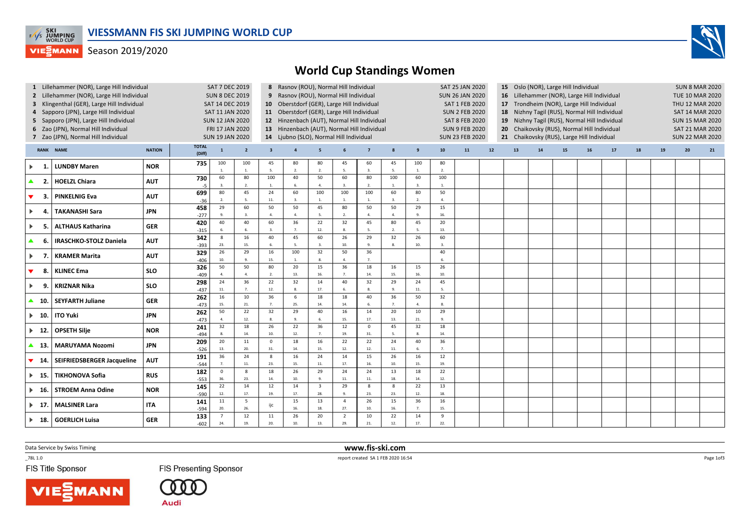# VIESSMANN FIS SKI JUMPING WORLD CUP

Season 2019/2020

## World Cup Standings Women

| | Competition | Date |
|---|---|---|
| 1 | Lillehammer (NOR), Large Hill Individual | SAT 7 DEC 2019 |
| 2 | Lillehammer (NOR), Large Hill Individual | SUN 8 DEC 2019 |
| 3 | Klingenthal (GER), Large Hill Individual | SAT 14 DEC 2019 |
| 4 | Sapporo (JPN), Large Hill Individual | SAT 11 JAN 2020 |
| 5 | Sapporo (JPN), Large Hill Individual | SUN 12 JAN 2020 |
| 6 | Zao (JPN), Normal Hill Individual | FRI 17 JAN 2020 |
| 7 | Zao (JPN), Normal Hill Individual | SUN 19 JAN 2020 |
| 8 | Rasnov (ROU), Normal Hill Individual | SAT 25 JAN 2020 |
| 9 | Rasnov (ROU), Normal Hill Individual | SUN 26 JAN 2020 |
| 10 | Oberstdorf (GER), Large Hill Individual | SAT 1 FEB 2020 |
| 11 | Oberstdorf (GER), Large Hill Individual | SUN 2 FEB 2020 |
| 12 | Hinzenbach (AUT), Normal Hill Individual | SAT 8 FEB 2020 |
| 13 | Hinzenbach (AUT), Normal Hill Individual | SUN 9 FEB 2020 |
| 14 | Ljubno (SLO), Normal Hill Individual | SUN 23 FEB 2020 |
| 15 | Oslo (NOR), Large Hill Individual | SUN 8 MAR 2020 |
| 16 | Lillehammer (NOR), Large Hill Individual | TUE 10 MAR 2020 |
| 17 | Trondheim (NOR), Large Hill Individual | THU 12 MAR 2020 |
| 18 | Nizhny Tagil (RUS), Normal Hill Individual | SAT 14 MAR 2020 |
| 19 | Nizhny Tagil (RUS), Normal Hill Individual | SUN 15 MAR 2020 |
| 20 | Chaikovsky (RUS), Normal Hill Individual | SAT 21 MAR 2020 |
| 21 | Chaikovsky (RUS), Large Hill Individual | SUN 22 MAR 2020 |

| RANK | NAME | NATION | TOTAL (Diff) | 1 | 2 | 3 | 4 | 5 | 6 | 7 | 8 | 9 | 10 | 11 | 12 | 13 | 14 | 15 | 16 | 17 | 18 | 19 | 20 | 21 |
|---|---|---|---|---|---|---|---|---|---|---|---|---|---|---|---|---|---|---|---|---|---|---|---|---|
| 1. | LUNDBY Maren | NOR | 735 | 100 1. | 100 1. | 45 5. | 80 2. | 80 2. | 45 5. | 60 3. | 45 5. | 100 1. | 80 2. | | | | | | | | | | | |
| 2. | HOELZL Chiara | AUT | 730 -5 | 60 3. | 80 2. | 100 1. | 40 6. | 50 4. | 60 3. | 80 2. | 100 1. | 60 3. | 100 1. | | | | | | | | | | | |
| 3. | PINKELNIG Eva | AUT | 699 -36 | 80 2. | 45 5. | 24 11. | 60 3. | 100 1. | 100 1. | 100 1. | 60 3. | 80 2. | 50 4. | | | | | | | | | | | |
| 4. | TAKANASHI Sara | JPN | 458 -277 | 29 9. | 60 3. | 50 4. | 50 4. | 45 5. | 80 2. | 50 4. | 50 4. | 29 9. | 15 16. | | | | | | | | | | | |
| 5. | ALTHAUS Katharina | GER | 420 -315 | 40 6. | 40 6. | 60 3. | 36 7. | 22 12. | 32 8. | 45 5. | 80 2. | 45 5. | 20 13. | | | | | | | | | | | |
| 6. | IRASCHKO-STOLZ Daniela | AUT | 342 -393 | 8 23. | 16 15. | 40 6. | 45 5. | 60 3. | 26 10. | 29 9. | 32 8. | 26 10. | 60 3. | | | | | | | | | | | |
| 7. | KRAMER Marita | AUT | 329 -406 | 26 10. | 29 9. | 16 15. | 100 1. | 32 8. | 50 4. | 36 7. | | | 40 6. | | | | | | | | | | | |
| 8. | KLINEC Ema | SLO | 326 -409 | 50 4. | 50 4. | 80 2. | 20 13. | 15 16. | 36 7. | 18 14. | 16 15. | 15 16. | 26 10. | | | | | | | | | | | |
| 9. | KRIZNAR Nika | SLO | 298 -437 | 24 11. | 36 7. | 22 12. | 32 8. | 14 17. | 40 6. | 32 8. | 29 9. | 24 11. | 45 5. | | | | | | | | | | | |
| 10. | SEYFARTH Juliane | GER | 262 -473 | 16 15. | 10 21. | 36 7. | 6 25. | 18 14. | 18 14. | 40 6. | 36 7. | 50 4. | 32 8. | | | | | | | | | | | |
| 10. | ITO Yuki | JPN | 262 -473 | 50 4. | 22 12. | 32 8. | 29 9. | 40 6. | 16 15. | 14 17. | 20 13. | 10 21. | 29 9. | | | | | | | | | | | |
| 12. | OPSETH Silje | NOR | 241 -494 | 32 8. | 18 14. | 26 10. | 22 12. | 36 7. | 12 19. | 0 31. | 45 5. | 32 8. | 18 14. | | | | | | | | | | | |
| 13. | MARUYAMA Nozomi | JPN | 209 -526 | 20 13. | 11 20. | 0 31. | 18 14. | 16 15. | 22 12. | 22 12. | 24 11. | 40 6. | 36 7. | | | | | | | | | | | |
| 14. | SEIFRIEDSBERGER Jacqueline | AUT | 191 -544 | 36 7. | 24 11. | 8 23. | 16 15. | 24 11. | 14 17. | 15 16. | 26 10. | 16 15. | 12 19. | | | | | | | | | | | |
| 15. | TIKHONOVA Sofia | RUS | 182 -553 | 0 36. | 8 23. | 18 14. | 26 10. | 29 9. | 24 11. | 24 11. | 13 18. | 18 14. | 22 12. | | | | | | | | | | | |
| 16. | STROEM Anna Odine | NOR | 145 -590 | 22 12. | 14 17. | 12 19. | 14 17. | 3 28. | 29 9. | 8 23. | 8 23. | 22 12. | 13 18. | | | | | | | | | | | |
| 17. | MALSINER Lara | ITA | 141 -594 | 11 20. | 5 26. | ijc | 15 16. | 13 18. | 4 27. | 26 10. | 15 16. | 36 7. | 16 15. | | | | | | | | | | | |
| 18. | GOERLICH Luisa | GER | 133 -602 | 7 24. | 12 19. | 11 20. | 26 10. | 20 13. | 2 29. | 10 21. | 22 12. | 14 17. | 9 22. | | | | | | | | | | | |

Data Service by Swiss Timing

www.fis-ski.com

_78L 1.0

report created SA 1 FEB 2020 16:54

FIS Title Sponsor

FIS Presenting Sponsor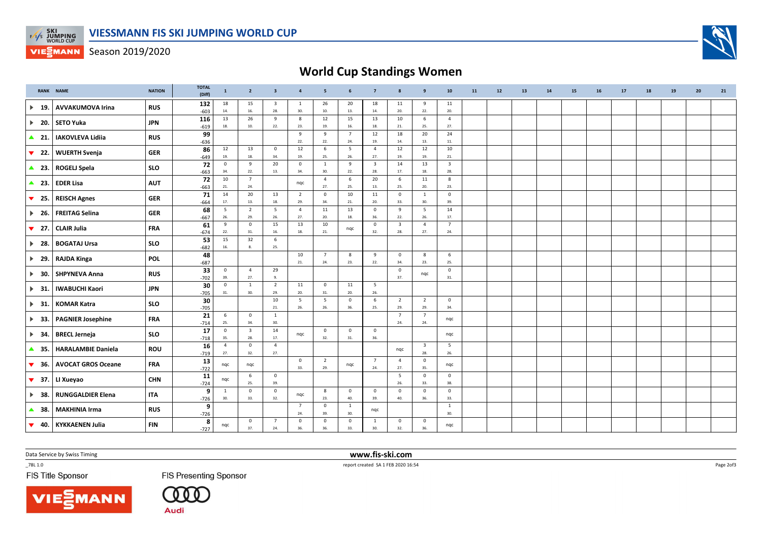# VIESSMANN FIS SKI JUMPING WORLD CUP

Season 2019/2020

## World Cup Standings Women

| | RANK | NAME | NATION | TOTAL (Diff) | 1 | 2 | 3 | 4 | 5 | 6 | 7 | 8 | 9 | 10 | 11 | 12 | 13 | 14 | 15 | 16 | 17 | 18 | 19 | 20 | 21 |
|---|---|---|---|---|---|---|---|---|---|---|---|---|---|---|---|---|---|---|---|---|---|---|---|---|---|
| ▶ | 19. | AVVAKUMOVA Irina | RUS | 132 -603 | 18 14. | 15 16. | 3 28. | 1 30. | 26 10. | 20 13. | 18 14. | 11 20. | 9 22. | 11 20. | | | | | | | | | | | |
| ▶ | 20. | SETO Yuka | JPN | 116 -619 | 13 18. | 26 10. | 9 22. | 8 23. | 12 19. | 15 16. | 13 18. | 10 21. | 6 25. | 4 27. | | | | | | | | | | | |
| ▲ | 21. | IAKOVLEVA Lidiia | RUS | 99 -636 | | | | 9 22. | 9 22. | 7 24. | 12 19. | 18 14. | 20 13. | 24 11. | | | | | | | | | | | |
| ▼ | 22. | WUERTH Svenja | GER | 86 -649 | 12 19. | 13 18. | 0 34. | 12 19. | 6 25. | 5 26. | 4 27. | 12 19. | 12 19. | 10 21. | | | | | | | | | | | |
| ▲ | 23. | ROGELJ Spela | SLO | 72 -663 | 0 34. | 9 22. | 20 13. | 0 34. | 1 30. | 9 22. | 3 28. | 14 17. | 13 18. | 3 28. | | | | | | | | | | | |
| ▲ | 23. | EDER Lisa | AUT | 72 -663 | 10 21. | 7 24. | | nqc | 4 27. | 6 25. | 20 13. | 6 25. | 11 20. | 8 23. | | | | | | | | | | | |
| ▼ | 25. | REISCH Agnes | GER | 71 -664 | 14 17. | 20 13. | 13 18. | 2 29. | 0 34. | 10 21. | 11 20. | 0 33. | 1 30. | 0 39. | | | | | | | | | | | |
| ▶ | 26. | FREITAG Selina | GER | 68 -667 | 5 26. | 2 29. | 5 26. | 4 27. | 11 20. | 13 18. | 0 36. | 9 22. | 5 26. | 14 17. | | | | | | | | | | | |
| ▼ | 27. | CLAIR Julia | FRA | 61 -674 | 9 22. | 0 31. | 15 16. | 13 18. | 10 21. | nqc | 0 32. | 3 28. | 4 27. | 7 24. | | | | | | | | | | | |
| ▶ | 28. | BOGATAJ Ursa | SLO | 53 -682 | 15 16. | 32 8. | 6 25. | | | | | | | | | | | | | | | | | | |
| ▶ | 29. | RAJDA Kinga | POL | 48 -687 | | | | 10 21. | 7 24. | 8 23. | 9 22. | 0 34. | 8 23. | 6 25. | | | | | | | | | | | |
| ▶ | 30. | SHPYNEVA Anna | RUS | 33 -702 | 0 39. | 4 27. | 29 9. | | | | | 0 37. | nqc | 0 31. | | | | | | | | | | | |
| ▶ | 31. | IWABUCHI Kaori | JPN | 30 -705 | 0 31. | 1 30. | 2 29. | 11 20. | 0 31. | 11 20. | 5 26. | | | | | | | | | | | | | | |
| ▶ | 31. | KOMAR Katra | SLO | 30 -705 | | | 10 21. | 5 26. | 5 26. | 0 36. | 6 25. | 2 29. | 2 29. | 0 34. | | | | | | | | | | | |
| ▶ | 33. | PAGNIER Josephine | FRA | 21 -714 | 6 25. | 0 34. | 1 30. | | | | | 7 24. | 7 24. | nqc | | | | | | | | | | | |
| ▶ | 34. | BRECL Jerneja | SLO | 17 -718 | 0 35. | 3 28. | 14 17. | nqc | 0 32. | 0 31. | 0 36. | | | nqc | | | | | | | | | | | |
| ▲ | 35. | HARALAMBIE Daniela | ROU | 16 -719 | 4 27. | 0 32. | 4 27. | | | | | nqc | 3 28. | 5 26. | | | | | | | | | | | |
| ▼ | 36. | AVOCAT GROS Oceane | FRA | 13 -722 | nqc | nqc | | 0 33. | 2 29. | nqc | 7 24. | 4 27. | 0 35. | nqc | | | | | | | | | | | |
| ▼ | 37. | LI Xueyao | CHN | 11 -724 | nqc | 6 25. | 0 39. | | | | | 5 26. | 0 33. | 0 38. | | | | | | | | | | | |
| ▶ | 38. | RUNGGALDIER Elena | ITA | 9 -726 | 1 30. | 0 33. | 0 32. | nqc | 8 23. | 0 40. | 0 39. | 0 40. | 0 36. | 0 33. | | | | | | | | | | | |
| ▲ | 38. | MAKHINIA Irma | RUS | 9 -726 | | | | 7 24. | 0 39. | 1 30. | nqc | | | 1 30. | | | | | | | | | | | |
| ▼ | 40. | KYKKAENEN Julia | FIN | 8 -727 | nqc | 0 37. | 7 24. | 0 36. | 0 36. | 0 33. | 1 30. | 0 32. | 0 36. | nqc | | | | | | | | | | | |

Data Service by Swiss Timing

www.fis-ski.com

_78L 1.0

report created SA 1 FEB 2020 16:54

FIS Title Sponsor

FIS Presenting Sponsor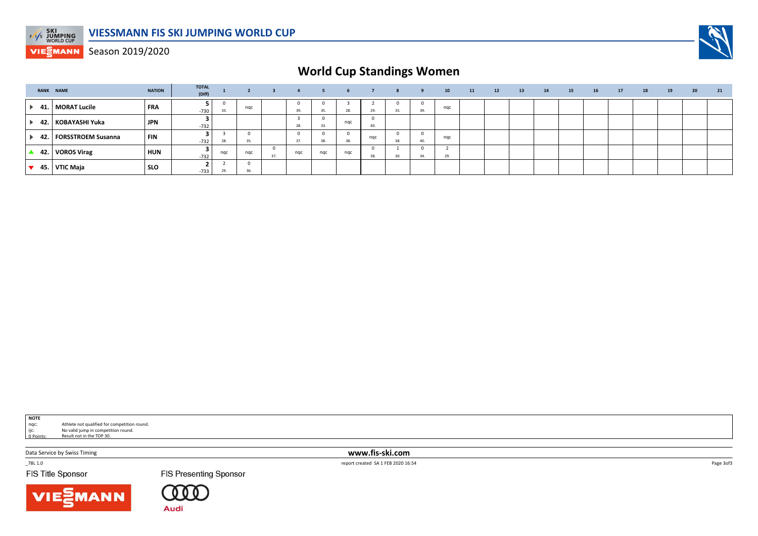# VIESSMANN FIS SKI JUMPING WORLD CUP

Season 2019/2020

## World Cup Standings Women

| RANK | NAME | NATION | TOTAL (Diff) | 1 | 2 | 3 | 4 | 5 | 6 | 7 | 8 | 9 | 10 | 11 | 12 | 13 | 14 | 15 | 16 | 17 | 18 | 19 | 20 | 21 |
|---|---|---|---|---|---|---|---|---|---|---|---|---|---|---|---|---|---|---|---|---|---|---|---|---|
| ▶ 41. | MORAT Lucile | FRA | 5 -730 | 0 33. | nqc | | 0 39. | 0 35. | 3 28. | 2 29. | 0 35. | 0 39. | nqc | | | | | | | | | | | |
| ▶ 42. | KOBAYASHI Yuka | JPN | 3 -732 | | | | 3 28. | 0 33. | nqc | 0 40. | | | | | | | | | | | | | | |
| ▶ 42. | FORSSTROEM Susanna | FIN | 3 -732 | 3 28. | 0 35. | | 0 37. | 0 38. | 0 38. | nqc | 0 38. | 0 40. | nqc | | | | | | | | | | | |
| ▲ 42. | VOROS Virag | HUN | 3 -732 | nqc | nqc | 0 37. | nqc | nqc | nqc | 0 38. | 1 30. | 0 34. | 2 29. | | | | | | | | | | | |
| ▼ 45. | VTIC Maja | SLO | 2 -733 | 2 29. | 0 36. | | | | | | | | | | | | | | | | | | | |

**NOTE**

nqc: Athlete not qualified for competition round.
ijc: No valid jump in competition round.
0 Points: Result not in the TOP 30.

Data Service by Swiss Timing

www.fis-ski.com

_78L 1.0

report created SA 1 FEB 2020 16:54

FIS Title Sponsor

FIS Presenting Sponsor